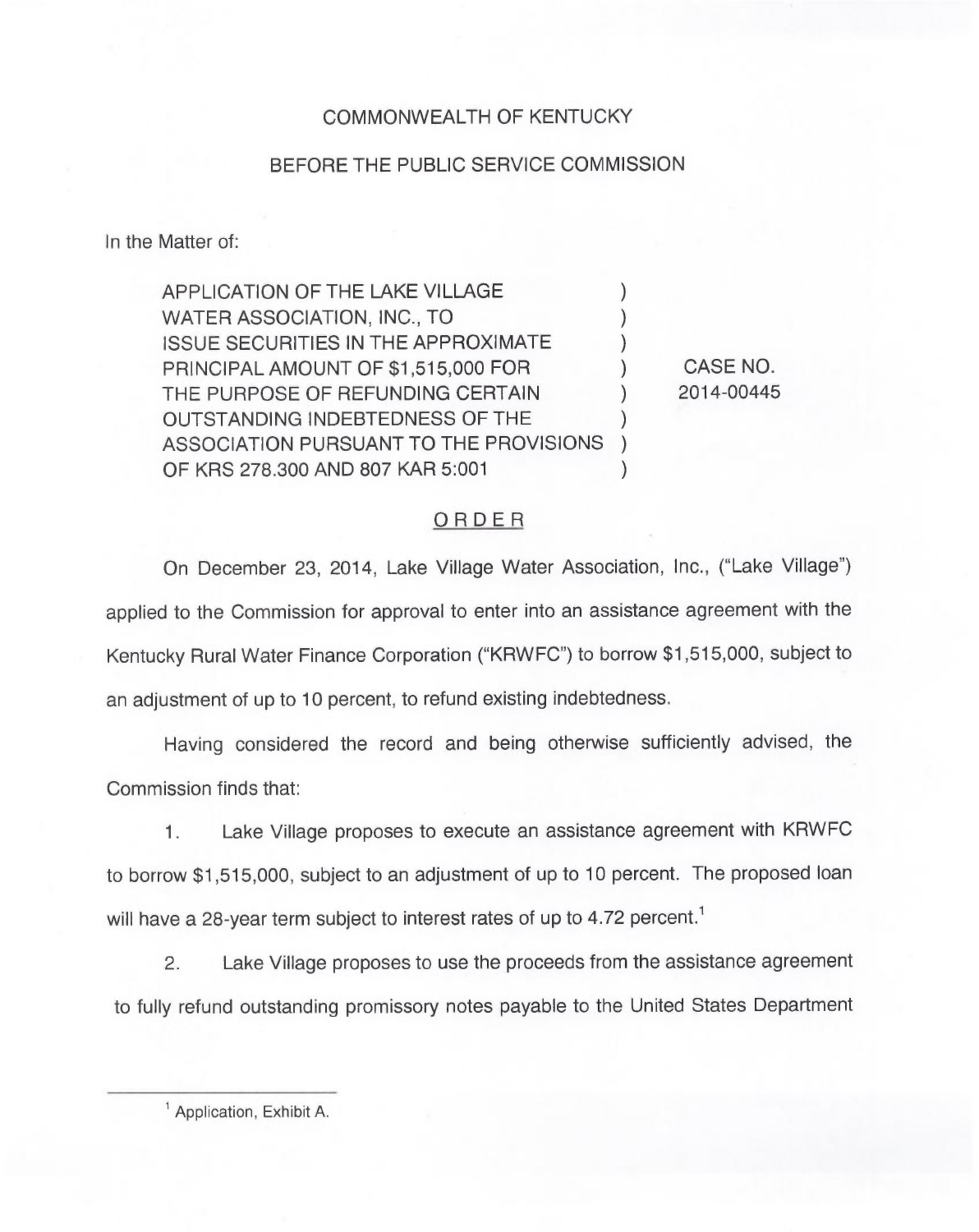COMMONWEALTH OF KENTUCKY

BEFORE THE PUBLIC SERVICE COMMISSION

In the Matter of:

| | | |
|---|---|---|
| APPLICATION OF THE LAKE VILLAGE WATER ASSOCIATION, INC., TO ISSUE SECURITIES IN THE APPROXIMATE PRINCIPAL AMOUNT OF $1,515,000 FOR THE PURPOSE OF REFUNDING CERTAIN OUTSTANDING INDEBTEDNESS OF THE ASSOCIATION PURSUANT TO THE PROVISIONS OF KRS 278.300 AND 807 KAR 5:001 | ) | CASE NO. 2014-00445 |

## ORDER

On December 23, 2014, Lake Village Water Association, Inc., ("Lake Village") applied to the Commission for approval to enter into an assistance agreement with the Kentucky Rural Water Finance Corporation ("KRWFC") to borrow $1,515,000, subject to an adjustment of up to 10 percent, to refund existing indebtedness.

Having considered the record and being otherwise sufficiently advised, the Commission finds that:

1. Lake Village proposes to execute an assistance agreement with KRWFC to borrow $1,515,000, subject to an adjustment of up to 10 percent. The proposed loan will have a 28-year term subject to interest rates of up to 4.72 percent.[1]

2. Lake Village proposes to use the proceeds from the assistance agreement to fully refund outstanding promissory notes payable to the United States Department

[1] Application, Exhibit A.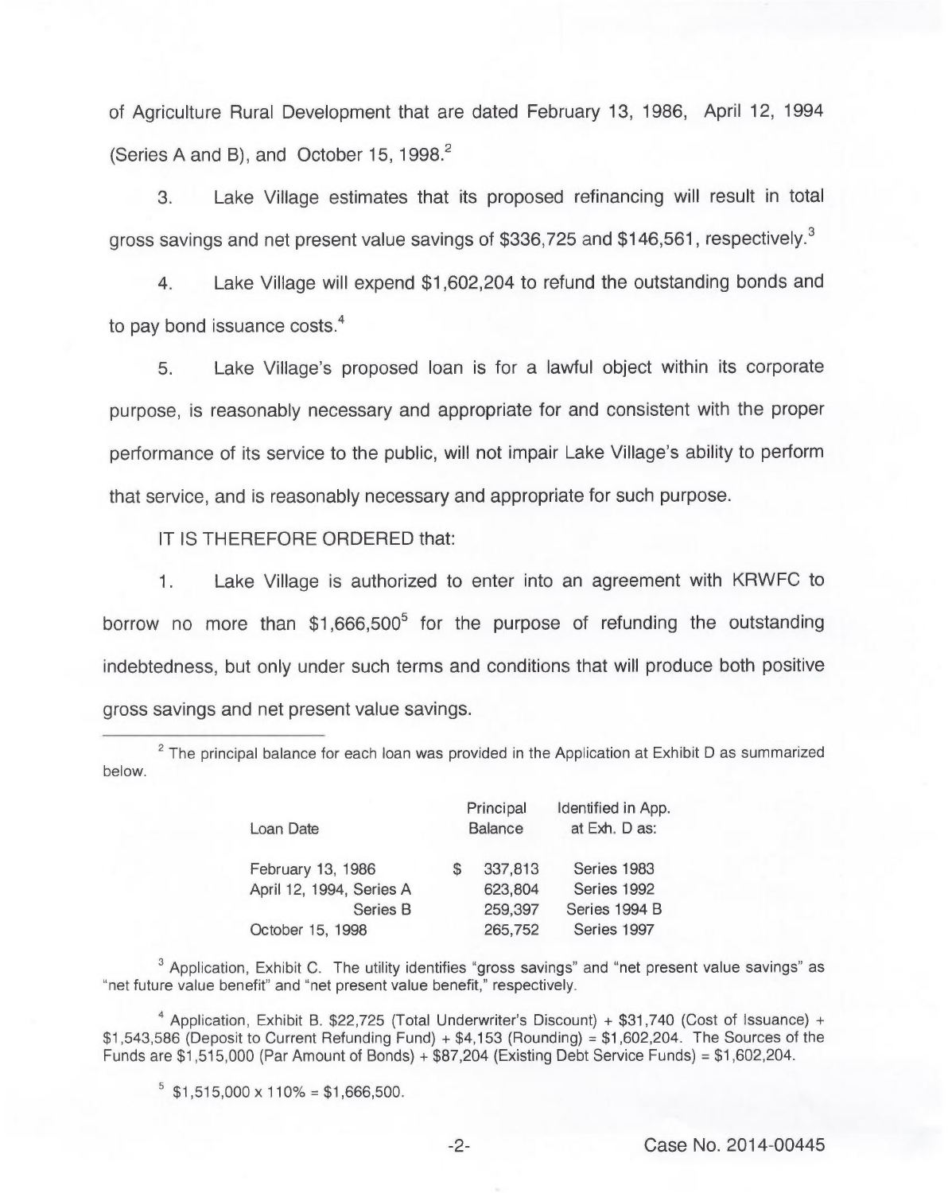of Agriculture Rural Development that are dated February 13, 1986, April 12, 1994 (Series A and B), and October 15, 1998.[2]

3. Lake Village estimates that its proposed refinancing will result in total gross savings and net present value savings of $336,725 and $146,561, respectively.[3]

4. Lake Village will expend $1,602,204 to refund the outstanding bonds and to pay bond issuance costs.[4]

5. Lake Village's proposed loan is for a lawful object within its corporate purpose, is reasonably necessary and appropriate for and consistent with the proper performance of its service to the public, will not impair Lake Village's ability to perform that service, and is reasonably necessary and appropriate for such purpose.

IT IS THEREFORE ORDERED that:

1. Lake Village is authorized to enter into an agreement with KRWFC to borrow no more than $1,666,500[5] for the purpose of refunding the outstanding indebtedness, but only under such terms and conditions that will produce both positive gross savings and net present value savings.

---

[2] The principal balance for each loan was provided in the Application at Exhibit D as summarized below.

| Loan Date | Principal Balance | Identified in App. at Exh. D as: |
|---|---|---|
| February 13, 1986 | $ 337,813 | Series 1983 |
| April 12, 1994, Series A | 623,804 | Series 1992 |
| Series B | 259,397 | Series 1994 B |
| October 15, 1998 | 265,752 | Series 1997 |

[3] Application, Exhibit C. The utility identifies "gross savings" and "net present value savings" as "net future value benefit" and "net present value benefit," respectively.

[4] Application, Exhibit B. $22,725 (Total Underwriter's Discount) + $31,740 (Cost of Issuance) + $1,543,586 (Deposit to Current Refunding Fund) + $4,153 (Rounding) = $1,602,204. The Sources of the Funds are $1,515,000 (Par Amount of Bonds) + $87,204 (Existing Debt Service Funds) = $1,602,204.

[5] $1,515,000 x 110% = $1,666,500.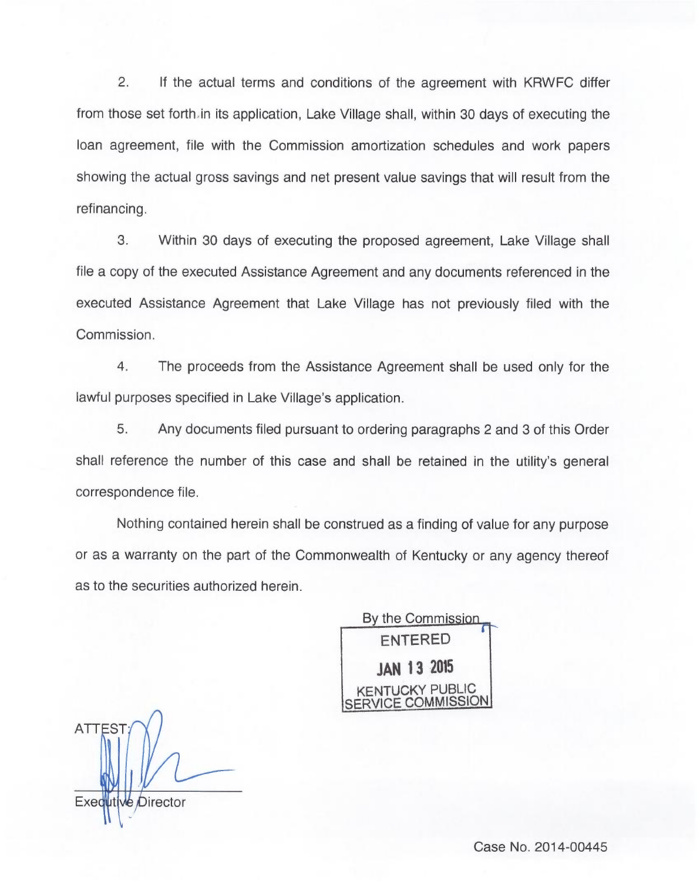2. If the actual terms and conditions of the agreement with KRWFC differ from those set forth in its application, Lake Village shall, within 30 days of executing the loan agreement, file with the Commission amortization schedules and work papers showing the actual gross savings and net present value savings that will result from the refinancing.

3. Within 30 days of executing the proposed agreement, Lake Village shall file a copy of the executed Assistance Agreement and any documents referenced in the executed Assistance Agreement that Lake Village has not previously filed with the Commission.

4. The proceeds from the Assistance Agreement shall be used only for the lawful purposes specified in Lake Village's application.

5. Any documents filed pursuant to ordering paragraphs 2 and 3 of this Order shall reference the number of this case and shall be retained in the utility's general correspondence file.

Nothing contained herein shall be construed as a finding of value for any purpose or as a warranty on the part of the Commonwealth of Kentucky or any agency thereof as to the securities authorized herein.

By the Commission

ENTERED

JAN 13 2015

KENTUCKY PUBLIC SERVICE COMMISSION

ATTEST:

Executive Director

Case No. 2014-00445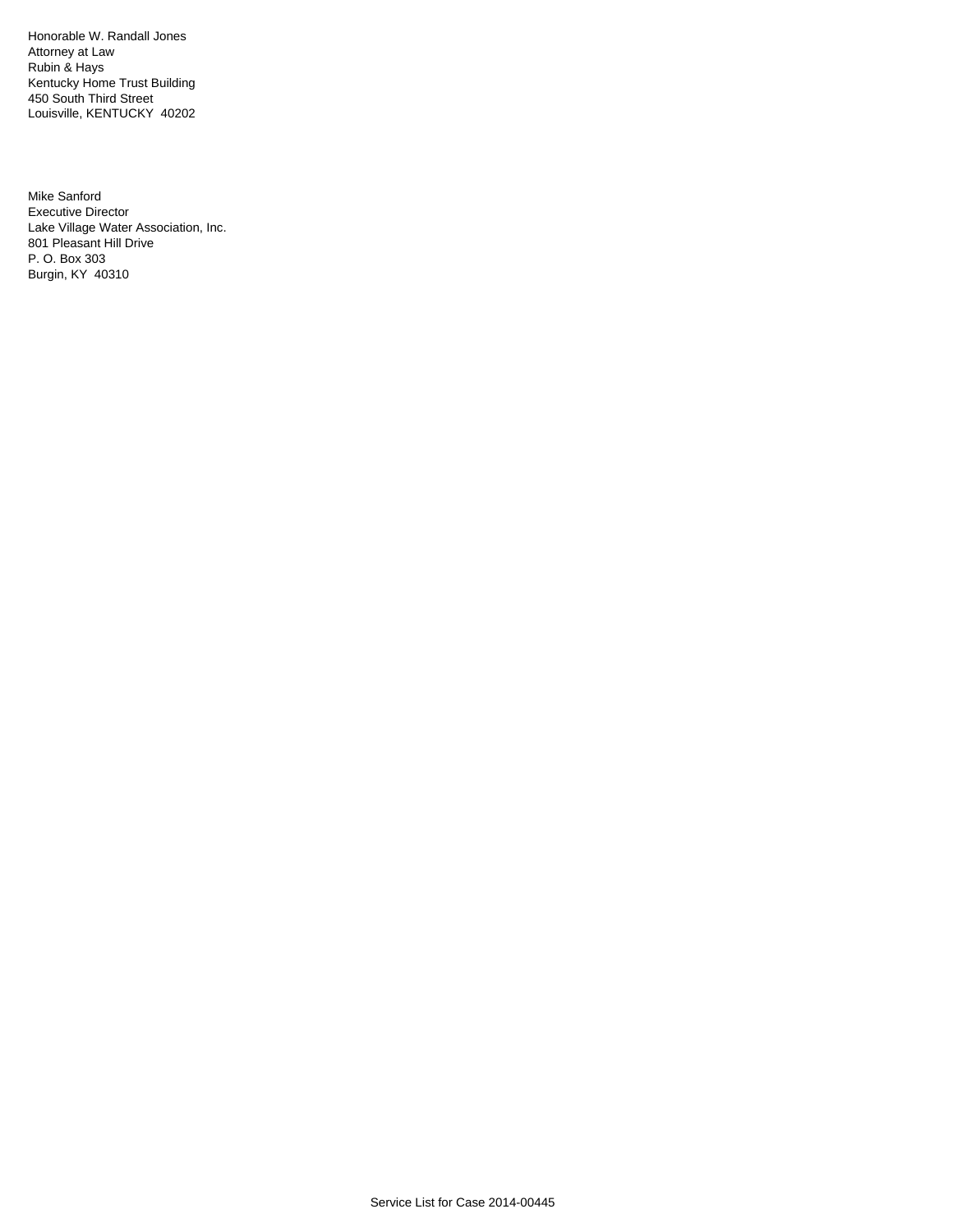Honorable W. Randall Jones
Attorney at Law
Rubin & Hays
Kentucky Home Trust Building
450 South Third Street
Louisville, KENTUCKY  40202

Mike Sanford
Executive Director
Lake Village Water Association, Inc.
801 Pleasant Hill Drive
P. O. Box 303
Burgin, KY  40310

Service List for Case 2014-00445